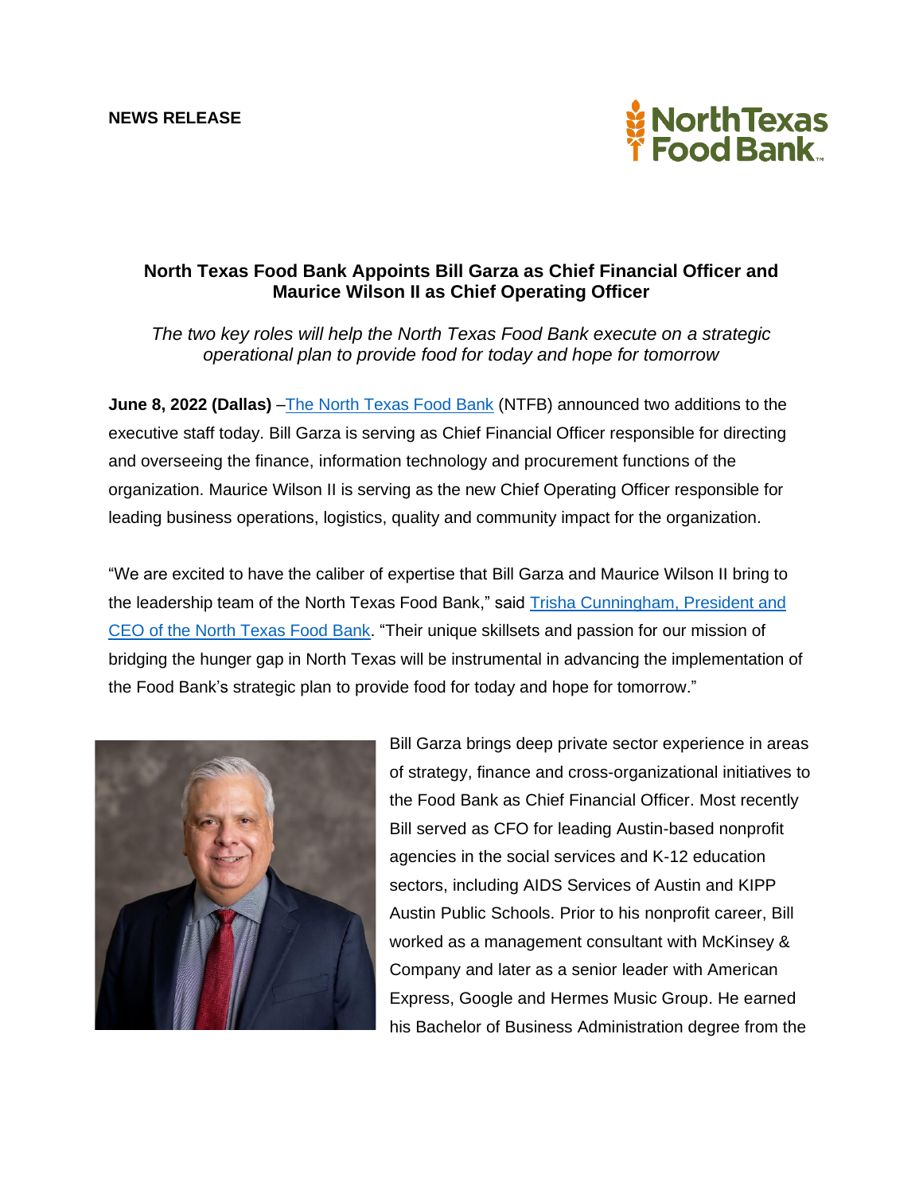**NEWS RELEASE**

North Texas Food Bank

## North Texas Food Bank Appoints Bill Garza as Chief Financial Officer and Maurice Wilson II as Chief Operating Officer

*The two key roles will help the North Texas Food Bank execute on a strategic operational plan to provide food for today and hope for tomorrow*

**June 8, 2022 (Dallas)** –The North Texas Food Bank (NTFB) announced two additions to the executive staff today. Bill Garza is serving as Chief Financial Officer responsible for directing and overseeing the finance, information technology and procurement functions of the organization. Maurice Wilson II is serving as the new Chief Operating Officer responsible for leading business operations, logistics, quality and community impact for the organization.

"We are excited to have the caliber of expertise that Bill Garza and Maurice Wilson II bring to the leadership team of the North Texas Food Bank," said Trisha Cunningham, President and CEO of the North Texas Food Bank. "Their unique skillsets and passion for our mission of bridging the hunger gap in North Texas will be instrumental in advancing the implementation of the Food Bank's strategic plan to provide food for today and hope for tomorrow."

Bill Garza brings deep private sector experience in areas of strategy, finance and cross-organizational initiatives to the Food Bank as Chief Financial Officer. Most recently Bill served as CFO for leading Austin-based nonprofit agencies in the social services and K-12 education sectors, including AIDS Services of Austin and KIPP Austin Public Schools. Prior to his nonprofit career, Bill worked as a management consultant with McKinsey & Company and later as a senior leader with American Express, Google and Hermes Music Group. He earned his Bachelor of Business Administration degree from the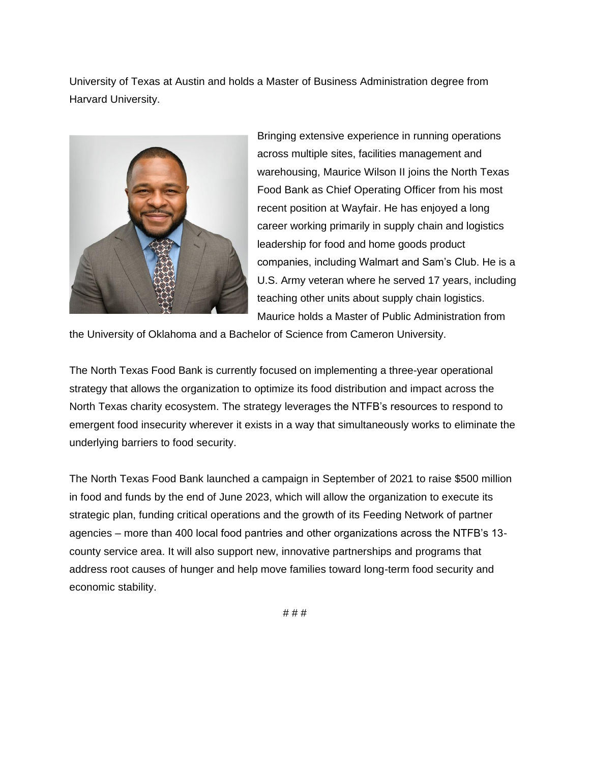University of Texas at Austin and holds a Master of Business Administration degree from Harvard University.

Bringing extensive experience in running operations across multiple sites, facilities management and warehousing, Maurice Wilson II joins the North Texas Food Bank as Chief Operating Officer from his most recent position at Wayfair. He has enjoyed a long career working primarily in supply chain and logistics leadership for food and home goods product companies, including Walmart and Sam's Club. He is a U.S. Army veteran where he served 17 years, including teaching other units about supply chain logistics. Maurice holds a Master of Public Administration from the University of Oklahoma and a Bachelor of Science from Cameron University.

The North Texas Food Bank is currently focused on implementing a three-year operational strategy that allows the organization to optimize its food distribution and impact across the North Texas charity ecosystem. The strategy leverages the NTFB's resources to respond to emergent food insecurity wherever it exists in a way that simultaneously works to eliminate the underlying barriers to food security.

The North Texas Food Bank launched a campaign in September of 2021 to raise $500 million in food and funds by the end of June 2023, which will allow the organization to execute its strategic plan, funding critical operations and the growth of its Feeding Network of partner agencies – more than 400 local food pantries and other organizations across the NTFB's 13-county service area. It will also support new, innovative partnerships and programs that address root causes of hunger and help move families toward long-term food security and economic stability.

# # #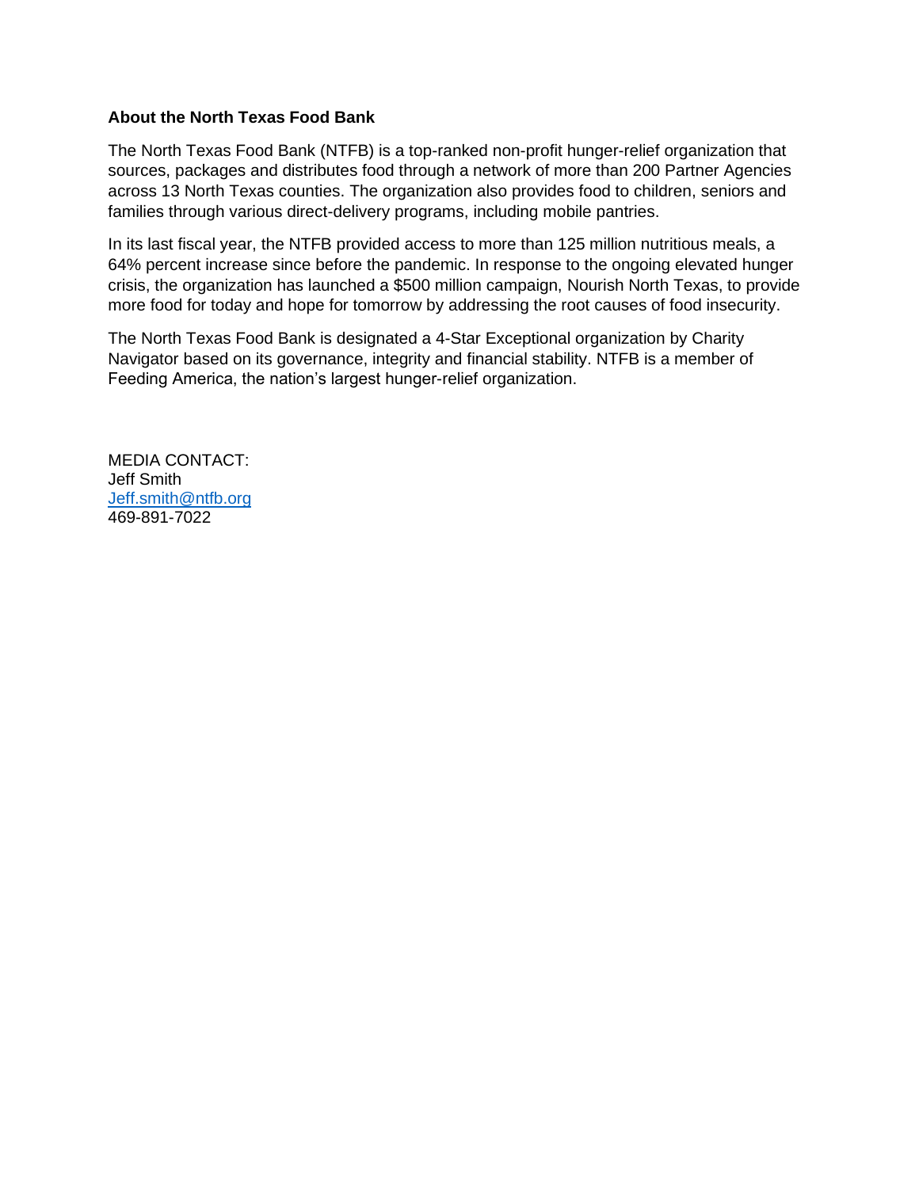**About the North Texas Food Bank**

The North Texas Food Bank (NTFB) is a top-ranked non-profit hunger-relief organization that sources, packages and distributes food through a network of more than 200 Partner Agencies across 13 North Texas counties. The organization also provides food to children, seniors and families through various direct-delivery programs, including mobile pantries.

In its last fiscal year, the NTFB provided access to more than 125 million nutritious meals, a 64% percent increase since before the pandemic. In response to the ongoing elevated hunger crisis, the organization has launched a $500 million campaign, Nourish North Texas, to provide more food for today and hope for tomorrow by addressing the root causes of food insecurity.

The North Texas Food Bank is designated a 4-Star Exceptional organization by Charity Navigator based on its governance, integrity and financial stability. NTFB is a member of Feeding America, the nation's largest hunger-relief organization.

MEDIA CONTACT:
Jeff Smith
[Jeff.smith@ntfb.org](mailto:Jeff.smith@ntfb.org)
469-891-7022